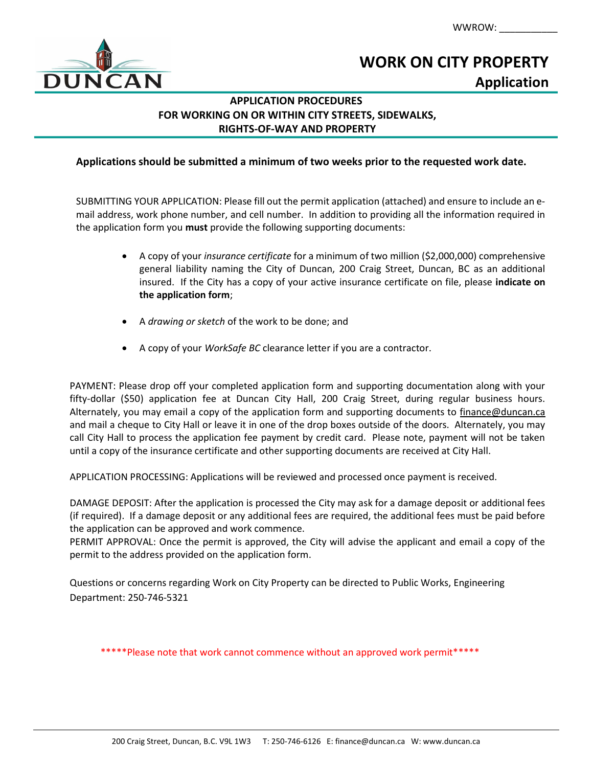WWROW: ___________

# WORK ON CITY PROPERTY

## Application

### APPLICATION PROCEDURES FOR WORKING ON OR WITHIN CITY STREETS, SIDEWALKS, RIGHTS-OF-WAY AND PROPERTY

**Applications should be submitted a minimum of two weeks prior to the requested work date.**

SUBMITTING YOUR APPLICATION: Please fill out the permit application (attached) and ensure to include an e-mail address, work phone number, and cell number. In addition to providing all the information required in the application form you **must** provide the following supporting documents:

- A copy of your *insurance certificate* for a minimum of two million ($2,000,000) comprehensive general liability naming the City of Duncan, 200 Craig Street, Duncan, BC as an additional insured. If the City has a copy of your active insurance certificate on file, please **indicate on the application form**;
- A *drawing or sketch* of the work to be done; and
- A copy of your *WorkSafe BC* clearance letter if you are a contractor.

PAYMENT: Please drop off your completed application form and supporting documentation along with your fifty-dollar ($50) application fee at Duncan City Hall, 200 Craig Street, during regular business hours. Alternately, you may email a copy of the application form and supporting documents to finance@duncan.ca and mail a cheque to City Hall or leave it in one of the drop boxes outside of the doors. Alternately, you may call City Hall to process the application fee payment by credit card. Please note, payment will not be taken until a copy of the insurance certificate and other supporting documents are received at City Hall.

APPLICATION PROCESSING: Applications will be reviewed and processed once payment is received.

DAMAGE DEPOSIT: After the application is processed the City may ask for a damage deposit or additional fees (if required). If a damage deposit or any additional fees are required, the additional fees must be paid before the application can be approved and work commence.

PERMIT APPROVAL: Once the permit is approved, the City will advise the applicant and email a copy of the permit to the address provided on the application form.

Questions or concerns regarding Work on City Property can be directed to Public Works, Engineering Department: 250-746-5321

*****Please note that work cannot commence without an approved work permit*****

200 Craig Street, Duncan, B.C. V9L 1W3 T: 250-746-6126 E: finance@duncan.ca W: www.duncan.ca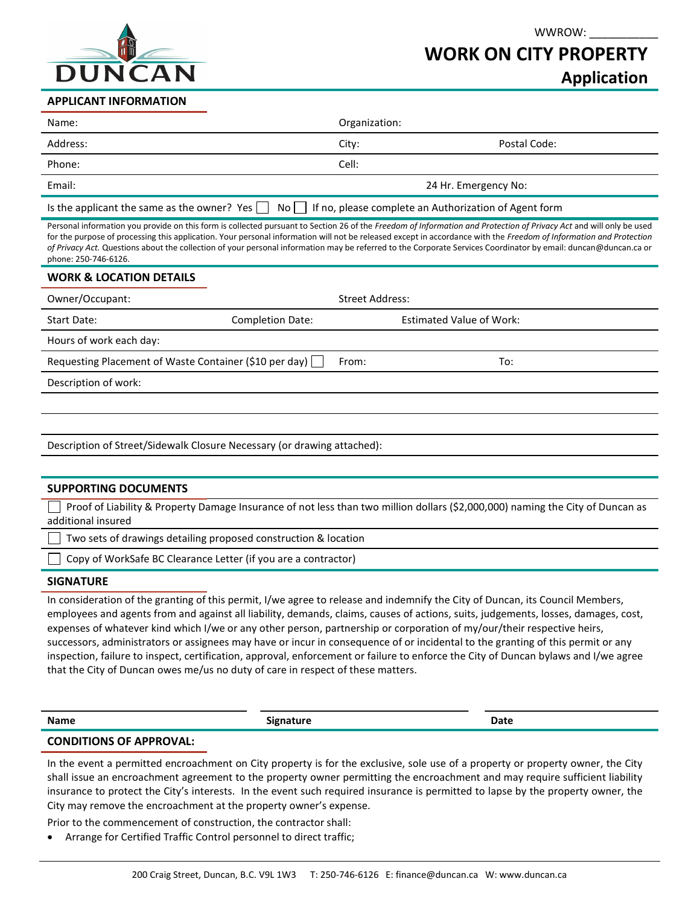WWROW: ___________

# WORK ON CITY PROPERTY
## Application

### APPLICANT INFORMATION

| | |
|---|---|
| Name: | Organization: |
| Address: | City: Postal Code: |
| Phone: | Cell: |
| Email: | 24 Hr. Emergency No: |

Is the applicant the same as the owner? Yes ☐ No ☐ If no, please complete an Authorization of Agent form

Personal information you provide on this form is collected pursuant to Section 26 of the *Freedom of Information and Protection of Privacy Act* and will only be used for the purpose of processing this application. Your personal information will not be released except in accordance with the *Freedom of Information and Protection of Privacy Act.* Questions about the collection of your personal information may be referred to the Corporate Services Coordinator by email: duncan@duncan.ca or phone: 250-746-6126.

### WORK & LOCATION DETAILS

| | | |
|---|---|---|
| Owner/Occupant: | | Street Address: |
| Start Date: | Completion Date: | Estimated Value of Work: |

Hours of work each day:

Requesting Placement of Waste Container ($10 per day) ☐ From: To:

Description of work:

Description of Street/Sidewalk Closure Necessary (or drawing attached):

### SUPPORTING DOCUMENTS

☐ Proof of Liability & Property Damage Insurance of not less than two million dollars ($2,000,000) naming the City of Duncan as additional insured

☐ Two sets of drawings detailing proposed construction & location

☐ Copy of WorkSafe BC Clearance Letter (if you are a contractor)

### SIGNATURE

In consideration of the granting of this permit, I/we agree to release and indemnify the City of Duncan, its Council Members, employees and agents from and against all liability, demands, claims, causes of actions, suits, judgements, losses, damages, cost, expenses of whatever kind which I/we or any other person, partnership or corporation of my/our/their respective heirs, successors, administrators or assignees may have or incur in consequence of or incidental to the granting of this permit or any inspection, failure to inspect, certification, approval, enforcement or failure to enforce the City of Duncan bylaws and I/we agree that the City of Duncan owes me/us no duty of care in respect of these matters.

| **Name** | **Signature** | **Date** |
|---|---|---|
| | | |

### CONDITIONS OF APPROVAL:

In the event a permitted encroachment on City property is for the exclusive, sole use of a property or property owner, the City shall issue an encroachment agreement to the property owner permitting the encroachment and may require sufficient liability insurance to protect the City's interests. In the event such required insurance is permitted to lapse by the property owner, the City may remove the encroachment at the property owner's expense.

Prior to the commencement of construction, the contractor shall:

- Arrange for Certified Traffic Control personnel to direct traffic;

200 Craig Street, Duncan, B.C. V9L 1W3 T: 250-746-6126 E: finance@duncan.ca W: www.duncan.ca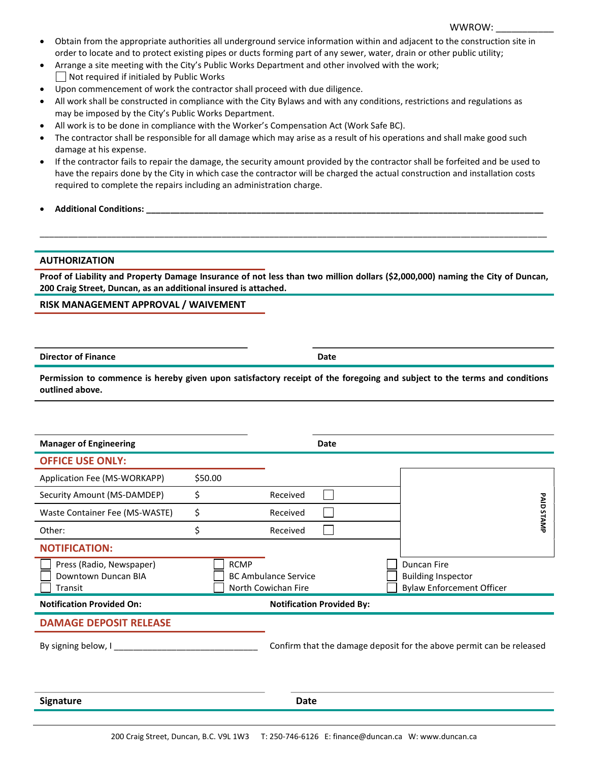WWROW: ___________

- Obtain from the appropriate authorities all underground service information within and adjacent to the construction site in order to locate and to protect existing pipes or ducts forming part of any sewer, water, drain or other public utility;
- Arrange a site meeting with the City's Public Works Department and other involved with the work;
  ☐ Not required if initialed by Public Works
- Upon commencement of work the contractor shall proceed with due diligence.
- All work shall be constructed in compliance with the City Bylaws and with any conditions, restrictions and regulations as may be imposed by the City's Public Works Department.
- All work is to be done in compliance with the Worker's Compensation Act (Work Safe BC).
- The contractor shall be responsible for all damage which may arise as a result of his operations and shall make good such damage at his expense.
- If the contractor fails to repair the damage, the security amount provided by the contractor shall be forfeited and be used to have the repairs done by the City in which case the contractor will be charged the actual construction and installation costs required to complete the repairs including an administration charge.

- **Additional Conditions: ________________________________________________________________________________**

_____________________________________________________________________________________________________

## AUTHORIZATION

**Proof of Liability and Property Damage Insurance of not less than two million dollars ($2,000,000) naming the City of Duncan, 200 Craig Street, Duncan, as an additional insured is attached.**

## RISK MANAGEMENT APPROVAL / WAIVEMENT

| **Director of Finance** | **Date** |
|---|---|

**Permission to commence is hereby given upon satisfactory receipt of the foregoing and subject to the terms and conditions outlined above.**

| **Manager of Engineering** | **Date** |
|---|---|

## OFFICE USE ONLY:

| | | | | |
|---|---|---|---|---|
| Application Fee (MS-WORKAPP) | $50.00 | | | PAID STAMP |
| Security Amount (MS-DAMDEP) | $ | Received | ☐ | |
| Waste Container Fee (MS-WASTE) | $ | Received | ☐ | |
| Other: | $ | Received | ☐ | |

## NOTIFICATION:

| | | |
|---|---|---|
| ☐ Press (Radio, Newspaper) | ☐ RCMP | ☐ Duncan Fire |
| ☐ Downtown Duncan BIA | ☐ BC Ambulance Service | ☐ Building Inspector |
| ☐ Transit | ☐ North Cowichan Fire | ☐ Bylaw Enforcement Officer |

**Notification Provided On:** **Notification Provided By:**

## DAMAGE DEPOSIT RELEASE

By signing below, I ______________________________ Confirm that the damage deposit for the above permit can be released

| **Signature** | **Date** |
|---|---|

200 Craig Street, Duncan, B.C. V9L 1W3 T: 250-746-6126 E: finance@duncan.ca W: www.duncan.ca